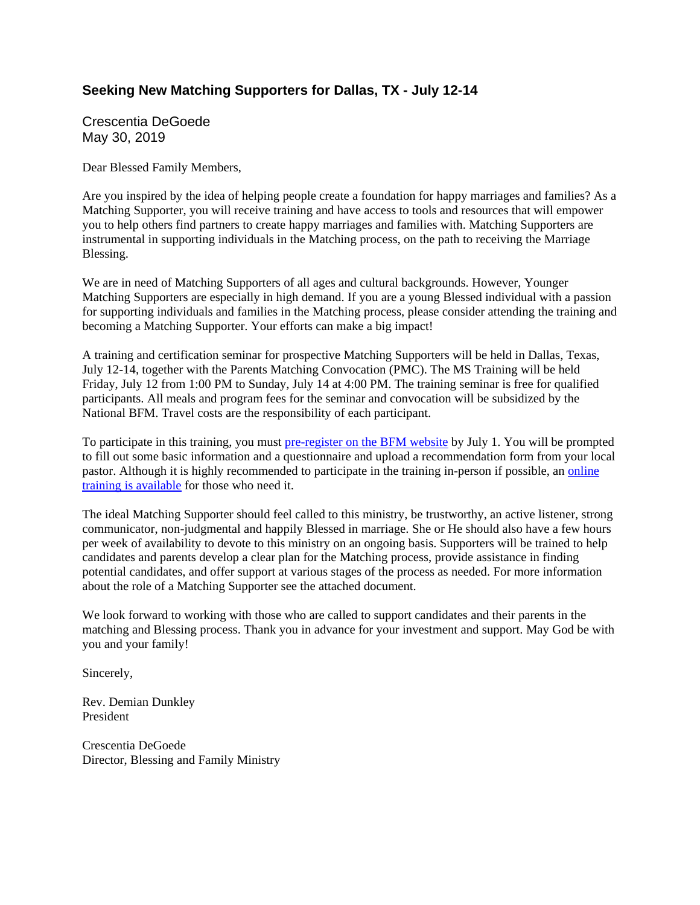# Seeking New Matching Supporters for Dallas, TX - July 12-14

Crescentia DeGoede
May 30, 2019

Dear Blessed Family Members,

Are you inspired by the idea of helping people create a foundation for happy marriages and families? As a Matching Supporter, you will receive training and have access to tools and resources that will empower you to help others find partners to create happy marriages and families with. Matching Supporters are instrumental in supporting individuals in the Matching process, on the path to receiving the Marriage Blessing.

We are in need of Matching Supporters of all ages and cultural backgrounds. However, Younger Matching Supporters are especially in high demand. If you are a young Blessed individual with a passion for supporting individuals and families in the Matching process, please consider attending the training and becoming a Matching Supporter. Your efforts can make a big impact!

A training and certification seminar for prospective Matching Supporters will be held in Dallas, Texas, July 12-14, together with the Parents Matching Convocation (PMC). The MS Training will be held Friday, July 12 from 1:00 PM to Sunday, July 14 at 4:00 PM. The training seminar is free for qualified participants. All meals and program fees for the seminar and convocation will be subsidized by the National BFM. Travel costs are the responsibility of each participant.

To participate in this training, you must pre-register on the BFM website by July 1. You will be prompted to fill out some basic information and a questionnaire and upload a recommendation form from your local pastor. Although it is highly recommended to participate in the training in-person if possible, an online training is available for those who need it.

The ideal Matching Supporter should feel called to this ministry, be trustworthy, an active listener, strong communicator, non-judgmental and happily Blessed in marriage. She or He should also have a few hours per week of availability to devote to this ministry on an ongoing basis. Supporters will be trained to help candidates and parents develop a clear plan for the Matching process, provide assistance in finding potential candidates, and offer support at various stages of the process as needed. For more information about the role of a Matching Supporter see the attached document.

We look forward to working with those who are called to support candidates and their parents in the matching and Blessing process. Thank you in advance for your investment and support. May God be with you and your family!

Sincerely,

Rev. Demian Dunkley
President

Crescentia DeGoede
Director, Blessing and Family Ministry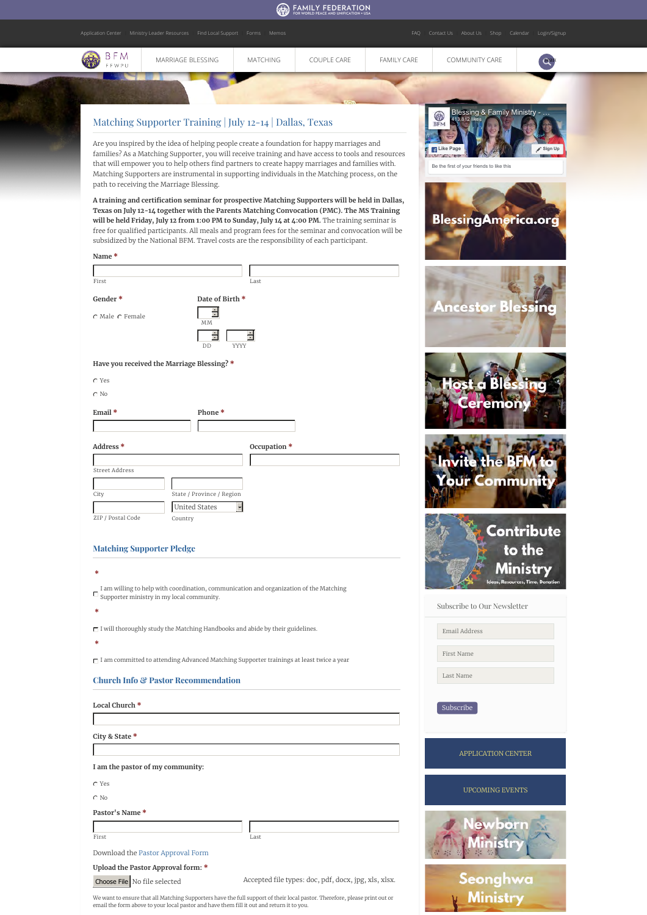FAMILY FEDERATION
FOR WORLD PEACE AND UNIFICATION • USA

Application Center | Ministry Leader Resources | Find Local Support | Forms | Memos

FAQ | Contact Us | About Us | Shop | Calendar | Login/Signup

BFM FFWPU

MARRIAGE BLESSING | MATCHING | COUPLE CARE | FAMILY CARE | COMMUNITY CARE

## Matching Supporter Training | July 12-14 | Dallas, Texas

Are you inspired by the idea of helping people create a foundation for happy marriages and families? As a Matching Supporter, you will receive training and have access to tools and resources that will empower you to help others find partners to create happy marriages and families with. Matching Supporters are instrumental in supporting individuals in the Matching process, on the path to receiving the Marriage Blessing.

**A training and certification seminar for prospective Matching Supporters will be held in Dallas, Texas on July 12-14 together with the Parents Matching Convocation (PMC). The MS Training will be held Friday, July 12 from 1:00 PM to Sunday, July 14 at 4:00 PM.** The training seminar is free for qualified participants. All meals and program fees for the seminar and convocation will be subsidized by the National BFM. Travel costs are the responsibility of each participant.

**Name** *

First | Last

**Gender** *

Male  Female

**Date of Birth** *

MM

DD | YYYY

**Have you received the Marriage Blessing?** *

Yes

No

**Email** *

**Phone** *

**Address** *

Street Address

City | State / Province / Region

ZIP / Postal Code | United States | Country

**Occupation** *

### Matching Supporter Pledge

*

I am willing to help with coordination, communication and organization of the Matching Supporter ministry in my local community.

*

I will thoroughly study the Matching Handbooks and abide by their guidelines.

*

I am committed to attending Advanced Matching Supporter trainings at least twice a year

### Church Info & Pastor Recommendation

**Local Church** *

**City & State** *

**I am the pastor of my community:**

Yes

No

**Pastor's Name** *

First | Last

Download the Pastor Approval Form

**Upload the Pastor Approval form:** *

Choose File No file selected

Accepted file types: doc, pdf, docx, jpg, xls, xlsx.

We want to ensure that all Matching Supporters have the full support of their local pastor. Therefore, please print out or email the form above to your local pastor and have them fill it out and return it to you.

Blessing & Family Ministry - ...
413,812 likes
Like Page | Sign Up
Be the first of your friends to like this

BlessingAmerica.org

Ancestor Blessing

Host a Blessing Ceremony

Invite the BFM to Your Community

Contribute to the Ministry
Ideas, Resources, Time, Donation

Subscribe to Our Newsletter

Email Address

First Name

Last Name

Subscribe

APPLICATION CENTER

UPCOMING EVENTS

Newborn Ministry

Seonghwa Ministry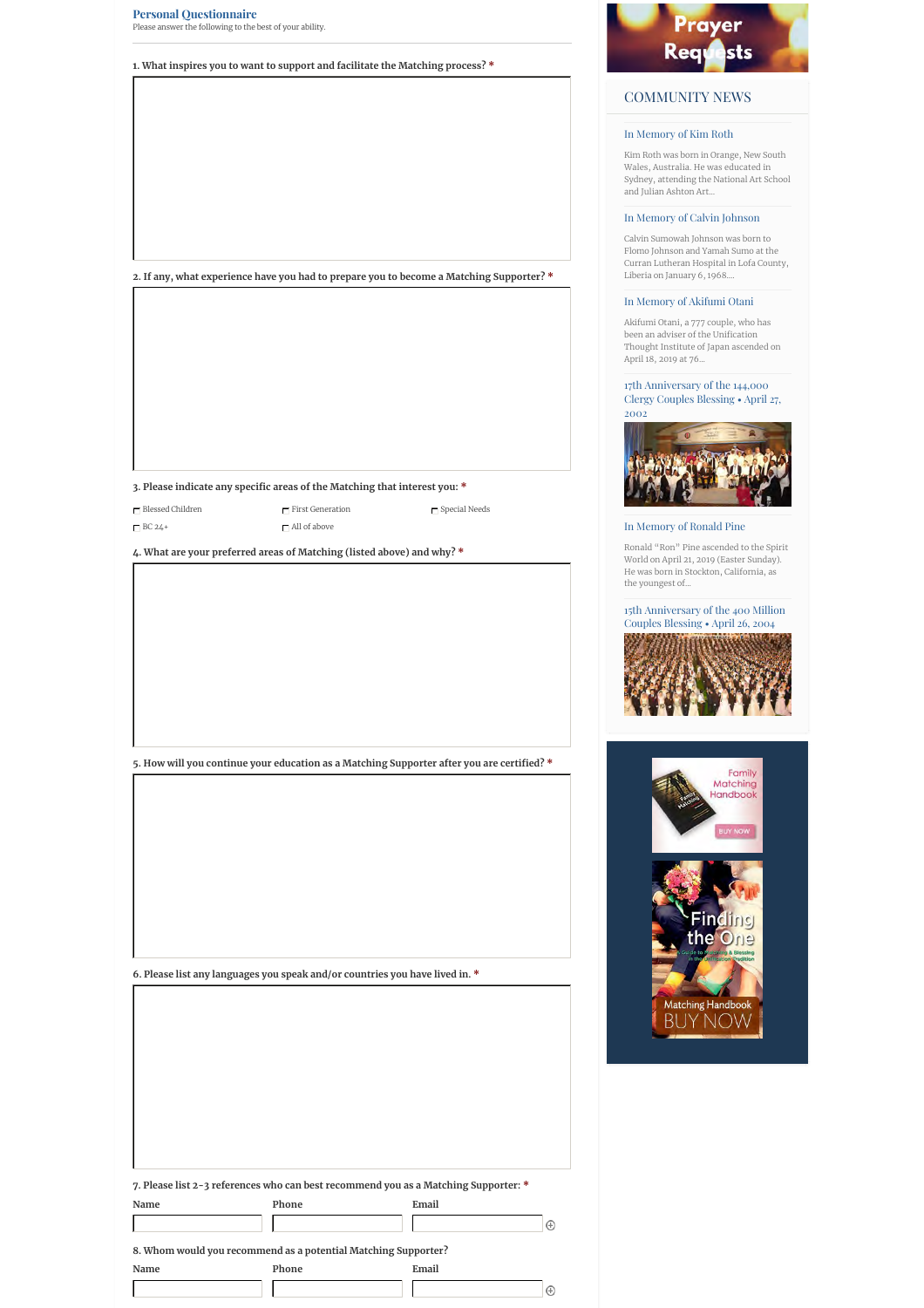## Personal Questionnaire

Please answer the following to the best of your ability.

1. What inspires you to want to support and facilitate the Matching process? *

2. If any, what experience have you had to prepare you to become a Matching Supporter? *

3. Please indicate any specific areas of the Matching that interest you: *

- Blessed Children
- First Generation
- Special Needs
- BC 24+
- All of above

4. What are your preferred areas of Matching (listed above) and why? *

5. How will you continue your education as a Matching Supporter after you are certified? *

6. Please list any languages you speak and/or countries you have lived in. *

7. Please list 2-3 references who can best recommend you as a Matching Supporter: *

| Name | Phone | Email |
| --- | --- | --- |
| | | |

8. Whom would you recommend as a potential Matching Supporter?

| Name | Phone | Email |
| --- | --- | --- |
| | | |

Prayer Requests

## COMMUNITY NEWS

### In Memory of Kim Roth

Kim Roth was born in Orange, New South Wales, Australia. He was educated in Sydney, attending the National Art School and Julian Ashton Art...

### In Memory of Calvin Johnson

Calvin Sumowah Johnson was born to Flomo Johnson and Yamah Sumo at the Curran Lutheran Hospital in Lofa County, Liberia on January 6, 1968....

### In Memory of Akifumi Otani

Akifumi Otani, a 777 couple, who has been an adviser of the Unification Thought Institute of Japan ascended on April 18, 2019 at 76...

### 17th Anniversary of the 144,000 Clergy Couples Blessing • April 27, 2002

### In Memory of Ronald Pine

Ronald "Ron" Pine ascended to the Spirit World on April 21, 2019 (Easter Sunday). He was born in Stockton, California, as the youngest of...

### 15th Anniversary of the 400 Million Couples Blessing • April 26, 2004

Family Matching Handbook — BUY NOW

Finding the One — A Guide to Matching & Blessing in the Unification Tradition — Matching Handbook — BUY NOW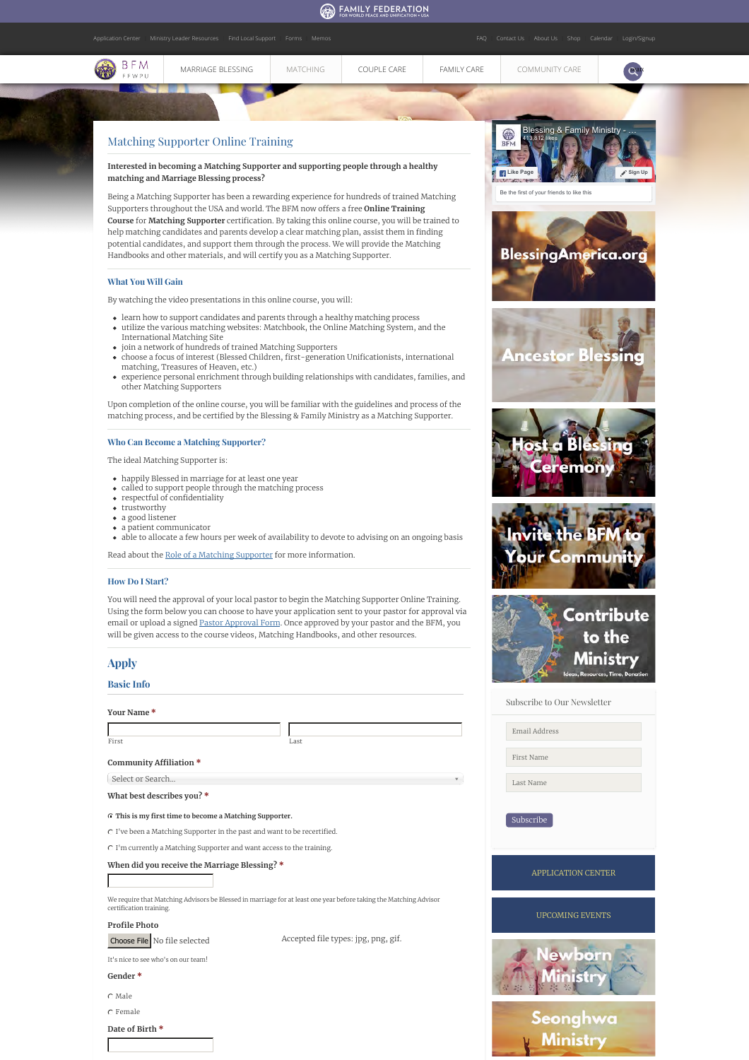FAMILY FEDERATION
FOR WORLD PEACE AND UNIFICATION • USA

Application Center | Ministry Leader Resources | Find Local Support | Forms | Memos | FAQ | Contact Us | About Us | Shop | Calendar | Login/Signup

BFM FFWPU | MARRIAGE BLESSING | MATCHING | COUPLE CARE | FAMILY CARE | COMMUNITY CARE

# Matching Supporter Online Training

**Interested in becoming a Matching Supporter and supporting people through a healthy matching and Marriage Blessing process?**

Being a Matching Supporter has been a rewarding experience for hundreds of trained Matching Supporters throughout the USA and world. The BFM now offers a free **Online Training Course** for **Matching Supporter** certification. By taking this online course, you will be trained to help matching candidates and parents develop a clear matching plan, assist them in finding potential candidates, and support them through the process. We will provide the Matching Handbooks and other materials, and will certify you as a Matching Supporter.

### What You Will Gain

By watching the video presentations in this online course, you will:

- learn how to support candidates and parents through a healthy matching process
- utilize the various matching websites: Matchbook, the Online Matching System, and the International Matching Site
- join a network of hundreds of trained Matching Supporters
- choose a focus of interest (Blessed Children, first-generation Unificationists, international matching, Treasures of Heaven, etc.)
- experience personal enrichment through building relationships with candidates, families, and other Matching Supporters

Upon completion of the online course, you will be familiar with the guidelines and process of the matching process, and be certified by the Blessing & Family Ministry as a Matching Supporter.

### Who Can Become a Matching Supporter?

The ideal Matching Supporter is:

- happily Blessed in marriage for at least one year
- called to support people through the matching process
- respectful of confidentiality
- trustworthy
- a good listener
- a patient communicator
- able to allocate a few hours per week of availability to devote to advising on an ongoing basis

Read about the Role of a Matching Supporter for more information.

### How Do I Start?

You will need the approval of your local pastor to begin the Matching Supporter Online Training. Using the form below you can choose to have your application sent to your pastor for approval via email or upload a signed Pastor Approval Form. Once approved by your pastor and the BFM, you will be given access to the course videos, Matching Handbooks, and other resources.

## Apply

### Basic Info

**Your Name** *

First ______ Last ______

**Community Affiliation** *

Select or Search...

**What best describes you?** *

- **This is my first time to become a Matching Supporter.**
- I've been a Matching Supporter in the past and want to be recertified.
- I'm currently a Matching Supporter and want access to the training.

**When did you receive the Marriage Blessing?** *

We require that Matching Advisors be Blessed in marriage for at least one year before taking the Matching Advisor certification training.

**Profile Photo**

Choose File | No file selected

Accepted file types: jpg, png, gif.

It's nice to see who's on our team!

**Gender** *

- Male
- Female

**Date of Birth** *

---

Blessing & Family Ministry - ...
413,812 likes
Like Page | Sign Up
Be the first of your friends to like this

BlessingAmerica.org

Ancestor Blessing

Host a Blessing Ceremony

Invite the BFM to Your Community

Contribute to the Ministry
Ideas, Resources, Time, Donation

Subscribe to Our Newsletter

Email Address
First Name
Last Name
Subscribe

APPLICATION CENTER

UPCOMING EVENTS

Newborn Ministry

Seonghwa Ministry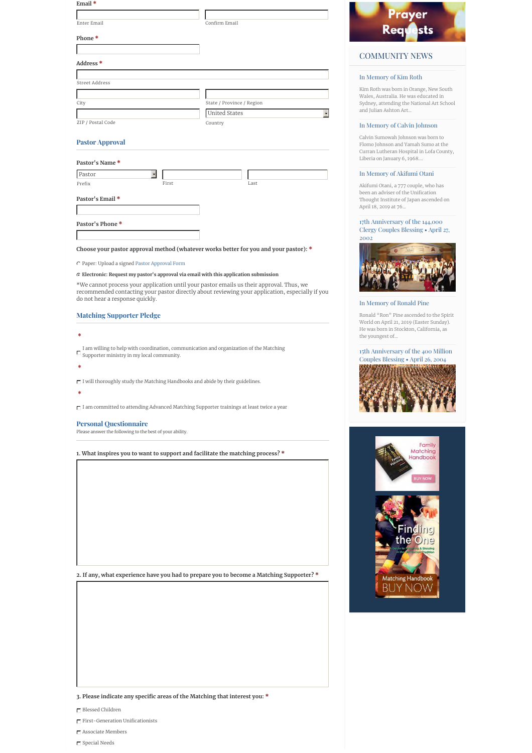Email *

Enter Email

Confirm Email

Phone *

Address *

Street Address

City

State / Province / Region

ZIP / Postal Code

United States

Country

## Pastor Approval

Pastor's Name *

Pastor

Prefix

First

Last

Pastor's Email *

Pastor's Phone *

Choose your pastor approval method (whatever works better for you and your pastor): *

- Paper: Upload a signed Pastor Approval Form
- **Electronic: Request my pastor's approval via email with this application submission**

*We cannot process your application until your pastor emails us their approval. Thus, we recommended contacting your pastor directly about reviewing your application, especially if you do not hear a response quickly.

## Matching Supporter Pledge

*

- I am willing to help with coordination, communication and organization of the Matching Supporter ministry in my local community.

*

- I will thoroughly study the Matching Handbooks and abide by their guidelines.

*

- I am committed to attending Advanced Matching Supporter trainings at least twice a year

## Personal Questionnaire

Please answer the following to the best of your ability.

1. What inspires you to want to support and facilitate the matching process? *

2. If any, what experience have you had to prepare you to become a Matching Supporter? *

3. Please indicate any specific areas of the Matching that interest you: *

- Blessed Children
- First-Generation Unificationists
- Associate Members
- Special Needs

Prayer Requests

## COMMUNITY NEWS

### In Memory of Kim Roth

Kim Roth was born in Orange, New South Wales, Australia. He was educated in Sydney, attending the National Art School and Julian Ashton Art...

### In Memory of Calvin Johnson

Calvin Sumowah Johnson was born to Flomo Johnson and Yamah Sumo at the Curran Lutheran Hospital in Lofa County, Liberia on January 6, 1968....

### In Memory of Akifumi Otani

Akifumi Otani, a 777 couple, who has been an adviser of the Unification Thought Institute of Japan ascended on April 18, 2019 at 76...

### 17th Anniversary of the 144,000 Clergy Couples Blessing • April 27, 2002

### In Memory of Ronald Pine

Ronald "Ron" Pine ascended to the Spirit World on April 21, 2019 (Easter Sunday). He was born in Stockton, California, as the youngest of...

### 15th Anniversary of the 400 Million Couples Blessing • April 26, 2004

Family Matching Handbook

BUY NOW

Finding the One

A Guide to Matching & Blessing in the Unification Tradition

Matching Handbook

BUY NOW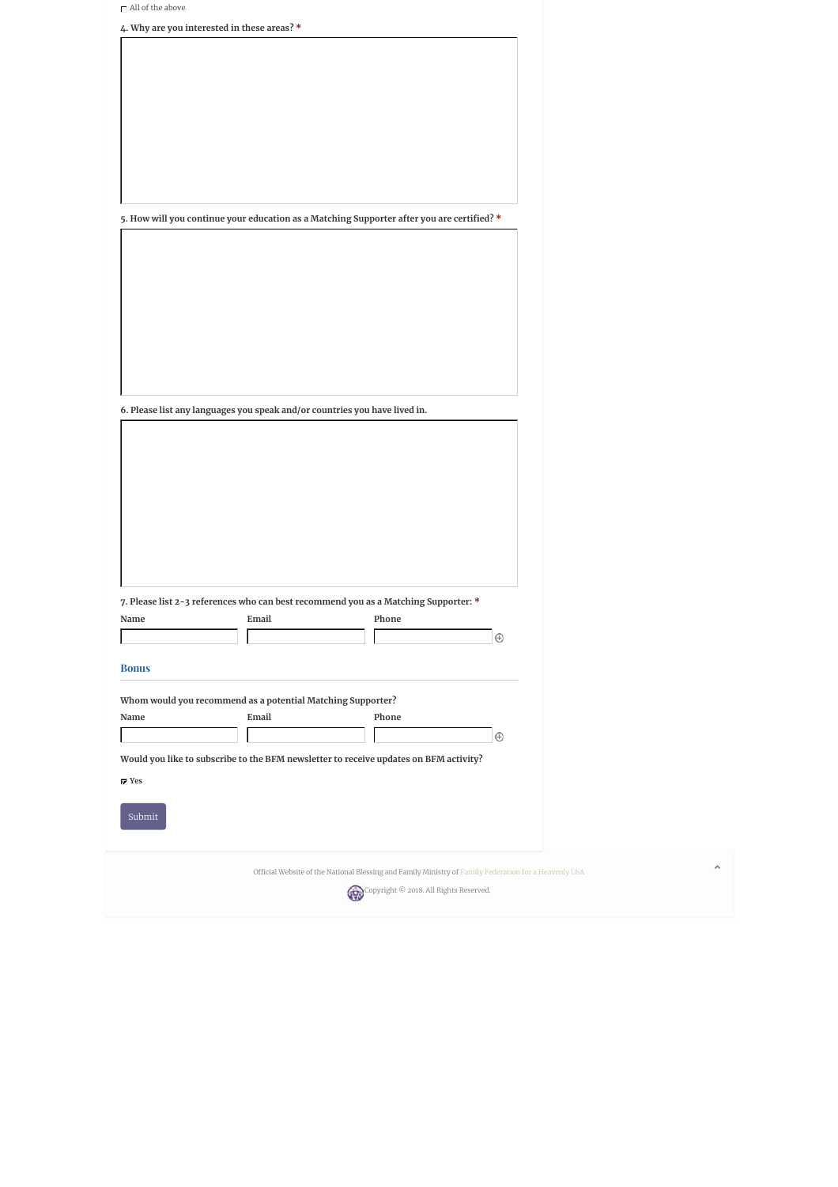- [ ] All of the above

4. Why are you interested in these areas? *

5. How will you continue your education as a Matching Supporter after you are certified? *

6. Please list any languages you speak and/or countries you have lived in.

7. Please list 2-3 references who can best recommend you as a Matching Supporter: *

| Name | Email | Phone |
| --- | --- | --- |
| | | |

## Bonus

Whom would you recommend as a potential Matching Supporter?

| Name | Email | Phone |
| --- | --- | --- |
| | | |

Would you like to subscribe to the BFM newsletter to receive updates on BFM activity?

- [x] Yes

Submit

Official Website of the National Blessing and Family Ministry of Family Federation for a Heavenly USA

Copyright © 2018. All Rights Reserved.